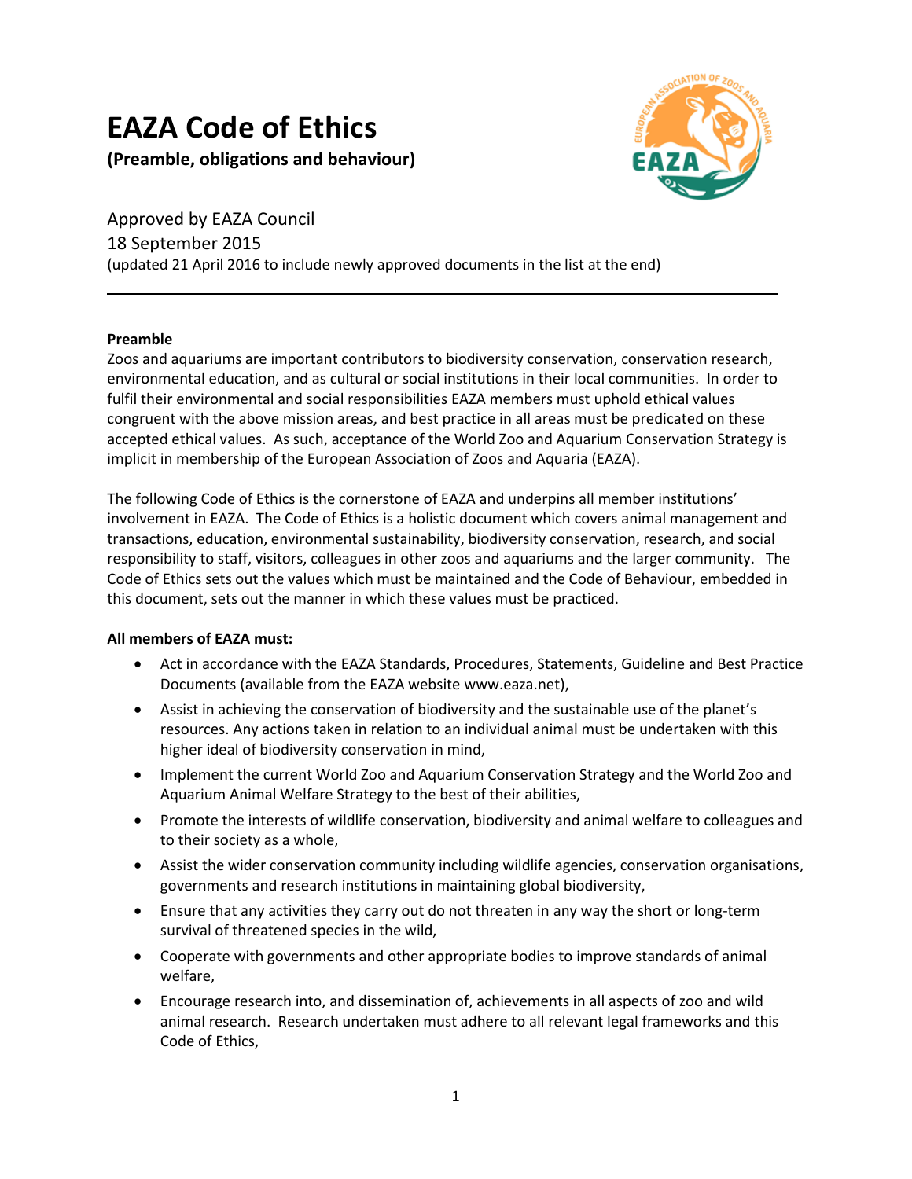# EAZA Code of Ethics

**(Preamble, obligations and behaviour)**

Approved by EAZA Council
18 September 2015
(updated 21 April 2016 to include newly approved documents in the list at the end)

---

**Preamble**

Zoos and aquariums are important contributors to biodiversity conservation, conservation research, environmental education, and as cultural or social institutions in their local communities. In order to fulfil their environmental and social responsibilities EAZA members must uphold ethical values congruent with the above mission areas, and best practice in all areas must be predicated on these accepted ethical values. As such, acceptance of the World Zoo and Aquarium Conservation Strategy is implicit in membership of the European Association of Zoos and Aquaria (EAZA).

The following Code of Ethics is the cornerstone of EAZA and underpins all member institutions' involvement in EAZA. The Code of Ethics is a holistic document which covers animal management and transactions, education, environmental sustainability, biodiversity conservation, research, and social responsibility to staff, visitors, colleagues in other zoos and aquariums and the larger community. The Code of Ethics sets out the values which must be maintained and the Code of Behaviour, embedded in this document, sets out the manner in which these values must be practiced.

**All members of EAZA must:**

- Act in accordance with the EAZA Standards, Procedures, Statements, Guideline and Best Practice Documents (available from the EAZA website www.eaza.net),
- Assist in achieving the conservation of biodiversity and the sustainable use of the planet's resources. Any actions taken in relation to an individual animal must be undertaken with this higher ideal of biodiversity conservation in mind,
- Implement the current World Zoo and Aquarium Conservation Strategy and the World Zoo and Aquarium Animal Welfare Strategy to the best of their abilities,
- Promote the interests of wildlife conservation, biodiversity and animal welfare to colleagues and to their society as a whole,
- Assist the wider conservation community including wildlife agencies, conservation organisations, governments and research institutions in maintaining global biodiversity,
- Ensure that any activities they carry out do not threaten in any way the short or long-term survival of threatened species in the wild,
- Cooperate with governments and other appropriate bodies to improve standards of animal welfare,
- Encourage research into, and dissemination of, achievements in all aspects of zoo and wild animal research. Research undertaken must adhere to all relevant legal frameworks and this Code of Ethics,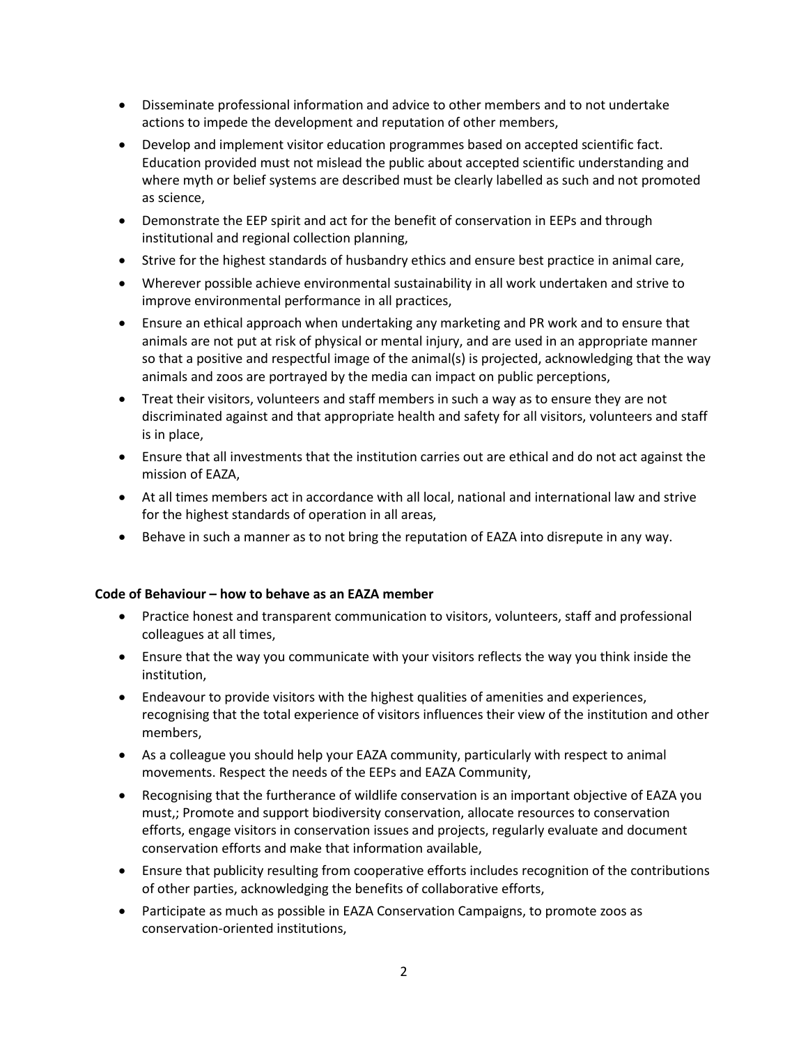- Disseminate professional information and advice to other members and to not undertake actions to impede the development and reputation of other members,
- Develop and implement visitor education programmes based on accepted scientific fact. Education provided must not mislead the public about accepted scientific understanding and where myth or belief systems are described must be clearly labelled as such and not promoted as science,
- Demonstrate the EEP spirit and act for the benefit of conservation in EEPs and through institutional and regional collection planning,
- Strive for the highest standards of husbandry ethics and ensure best practice in animal care,
- Wherever possible achieve environmental sustainability in all work undertaken and strive to improve environmental performance in all practices,
- Ensure an ethical approach when undertaking any marketing and PR work and to ensure that animals are not put at risk of physical or mental injury, and are used in an appropriate manner so that a positive and respectful image of the animal(s) is projected, acknowledging that the way animals and zoos are portrayed by the media can impact on public perceptions,
- Treat their visitors, volunteers and staff members in such a way as to ensure they are not discriminated against and that appropriate health and safety for all visitors, volunteers and staff is in place,
- Ensure that all investments that the institution carries out are ethical and do not act against the mission of EAZA,
- At all times members act in accordance with all local, national and international law and strive for the highest standards of operation in all areas,
- Behave in such a manner as to not bring the reputation of EAZA into disrepute in any way.

**Code of Behaviour – how to behave as an EAZA member**

- Practice honest and transparent communication to visitors, volunteers, staff and professional colleagues at all times,
- Ensure that the way you communicate with your visitors reflects the way you think inside the institution,
- Endeavour to provide visitors with the highest qualities of amenities and experiences, recognising that the total experience of visitors influences their view of the institution and other members,
- As a colleague you should help your EAZA community, particularly with respect to animal movements. Respect the needs of the EEPs and EAZA Community,
- Recognising that the furtherance of wildlife conservation is an important objective of EAZA you must,; Promote and support biodiversity conservation, allocate resources to conservation efforts, engage visitors in conservation issues and projects, regularly evaluate and document conservation efforts and make that information available,
- Ensure that publicity resulting from cooperative efforts includes recognition of the contributions of other parties, acknowledging the benefits of collaborative efforts,
- Participate as much as possible in EAZA Conservation Campaigns, to promote zoos as conservation-oriented institutions,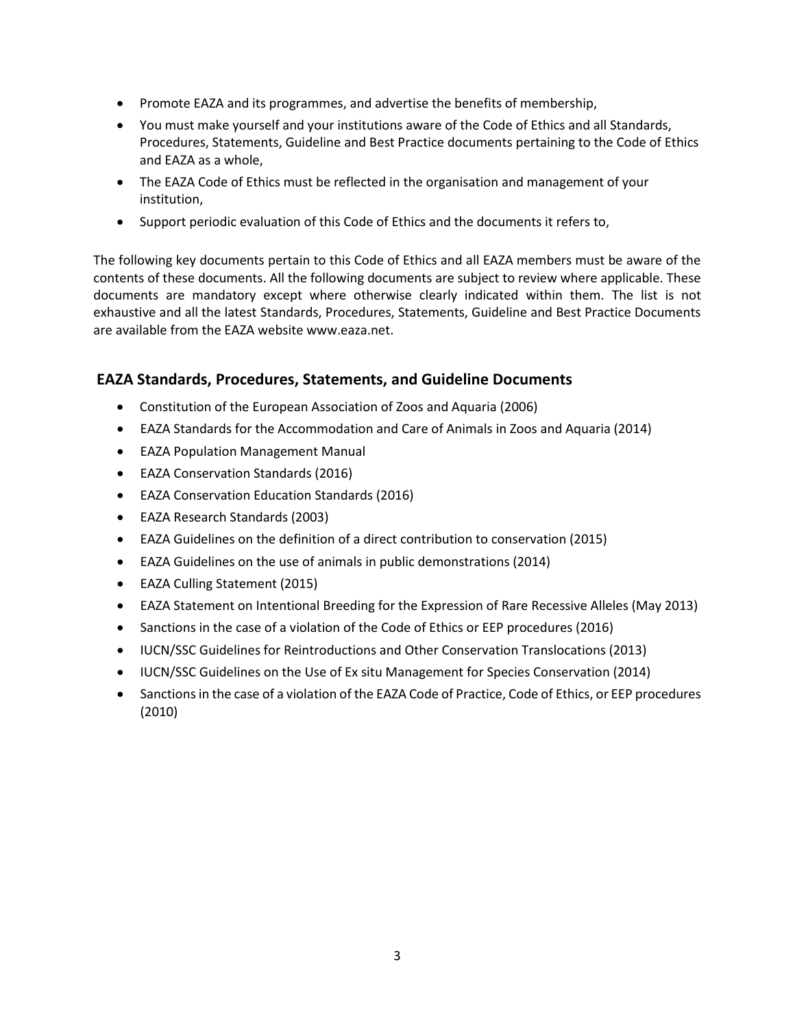- Promote EAZA and its programmes, and advertise the benefits of membership,
- You must make yourself and your institutions aware of the Code of Ethics and all Standards, Procedures, Statements, Guideline and Best Practice documents pertaining to the Code of Ethics and EAZA as a whole,
- The EAZA Code of Ethics must be reflected in the organisation and management of your institution,
- Support periodic evaluation of this Code of Ethics and the documents it refers to,

The following key documents pertain to this Code of Ethics and all EAZA members must be aware of the contents of these documents. All the following documents are subject to review where applicable. These documents are mandatory except where otherwise clearly indicated within them. The list is not exhaustive and all the latest Standards, Procedures, Statements, Guideline and Best Practice Documents are available from the EAZA website www.eaza.net.

## EAZA Standards, Procedures, Statements, and Guideline Documents

- Constitution of the European Association of Zoos and Aquaria (2006)
- EAZA Standards for the Accommodation and Care of Animals in Zoos and Aquaria (2014)
- EAZA Population Management Manual
- EAZA Conservation Standards (2016)
- EAZA Conservation Education Standards (2016)
- EAZA Research Standards (2003)
- EAZA Guidelines on the definition of a direct contribution to conservation (2015)
- EAZA Guidelines on the use of animals in public demonstrations (2014)
- EAZA Culling Statement (2015)
- EAZA Statement on Intentional Breeding for the Expression of Rare Recessive Alleles (May 2013)
- Sanctions in the case of a violation of the Code of Ethics or EEP procedures (2016)
- IUCN/SSC Guidelines for Reintroductions and Other Conservation Translocations (2013)
- IUCN/SSC Guidelines on the Use of Ex situ Management for Species Conservation (2014)
- Sanctions in the case of a violation of the EAZA Code of Practice, Code of Ethics, or EEP procedures (2010)